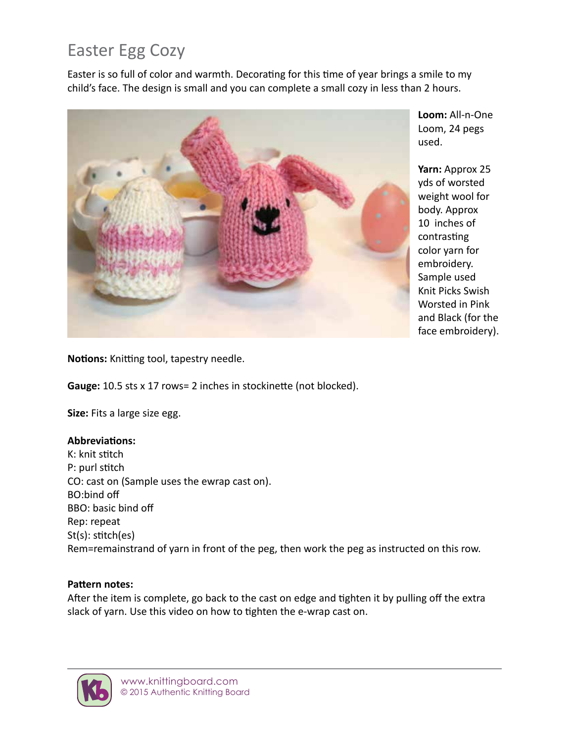# Easter Egg Cozy

Easter is so full of color and warmth. Decorating for this time of year brings a smile to my child's face. The design is small and you can complete a small cozy in less than 2 hours.

**Loom:** All-n-One Loom, 24 pegs used.

**Yarn:** Approx 25 yds of worsted weight wool for body. Approx 10 inches of contrasting color yarn for embroidery. Sample used Knit Picks Swish Worsted in Pink and Black (for the face embroidery).

**Notions:** Knitting tool, tapestry needle.

**Gauge:** 10.5 sts x 17 rows= 2 inches in stockinette (not blocked).

**Size:** Fits a large size egg.

**Abbreviations:**
K: knit stitch
P: purl stitch
CO: cast on (Sample uses the ewrap cast on).
BO:bind off
BBO: basic bind off
Rep: repeat
St(s): stitch(es)
Rem=remainstrand of yarn in front of the peg, then work the peg as instructed on this row.

**Pattern notes:**
After the item is complete, go back to the cast on edge and tighten it by pulling off the extra slack of yarn. Use this video on how to tighten the e-wrap cast on.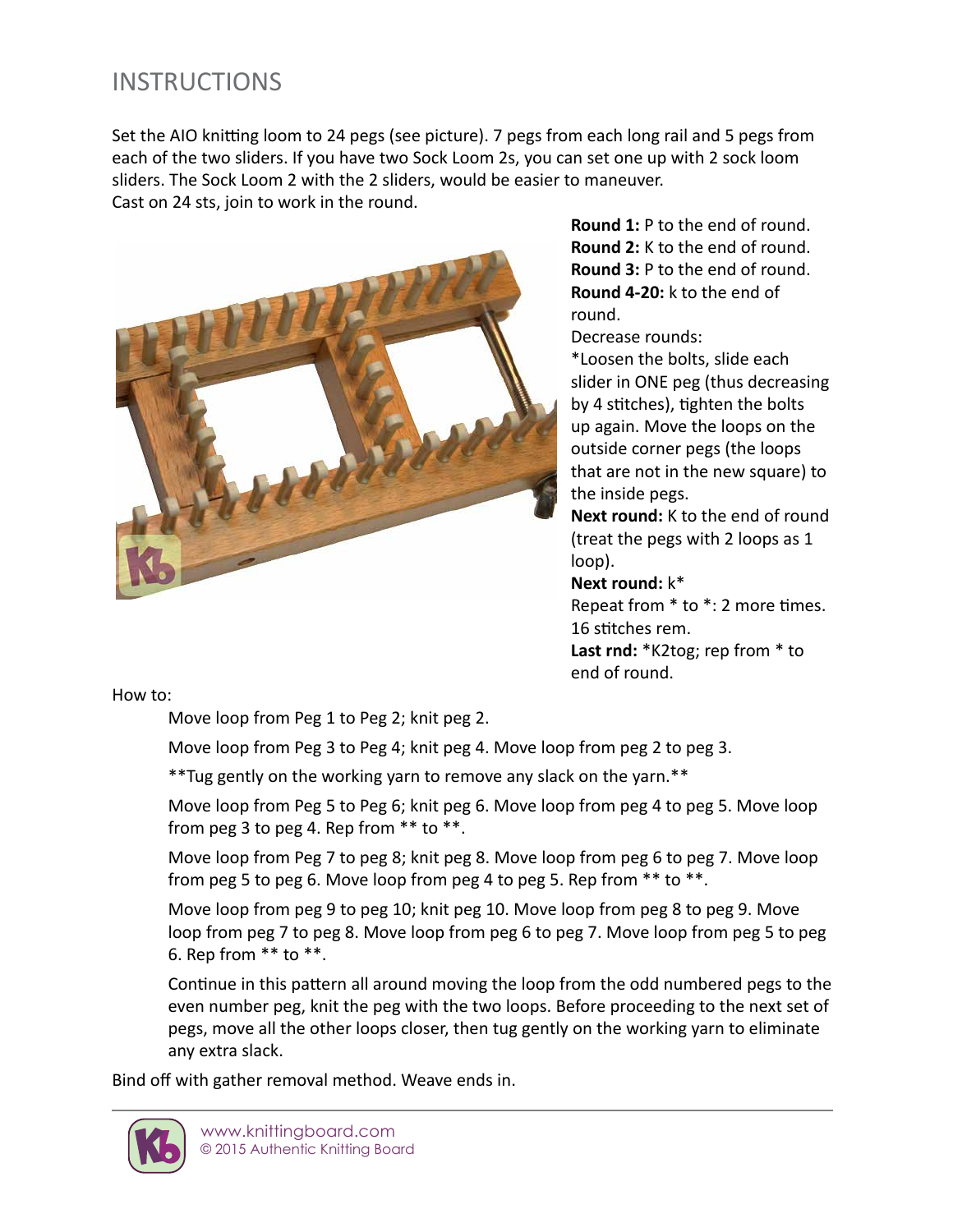## INSTRUCTIONS

Set the AIO knitting loom to 24 pegs (see picture). 7 pegs from each long rail and 5 pegs from each of the two sliders. If you have two Sock Loom 2s, you can set one up with 2 sock loom sliders. The Sock Loom 2 with the 2 sliders, would be easier to maneuver.
Cast on 24 sts, join to work in the round.

**Round 1:** P to the end of round.
**Round 2:** K to the end of round.
**Round 3:** P to the end of round.
**Round 4-20:** k to the end of round.

Decrease rounds:
*Loosen the bolts, slide each slider in ONE peg (thus decreasing by 4 stitches), tighten the bolts up again. Move the loops on the outside corner pegs (the loops that are not in the new square) to the inside pegs.
**Next round:** K to the end of round (treat the pegs with 2 loops as 1 loop).
**Next round:** k*
Repeat from * to *: 2 more times.
16 stitches rem.
**Last rnd:** *K2tog; rep from * to end of round.

How to:

> Move loop from Peg 1 to Peg 2; knit peg 2.
>
> Move loop from Peg 3 to Peg 4; knit peg 4. Move loop from peg 2 to peg 3.
>
> **Tug gently on the working yarn to remove any slack on the yarn.**
>
> Move loop from Peg 5 to Peg 6; knit peg 6. Move loop from peg 4 to peg 5. Move loop from peg 3 to peg 4. Rep from ** to **.
>
> Move loop from Peg 7 to peg 8; knit peg 8. Move loop from peg 6 to peg 7. Move loop from peg 5 to peg 6. Move loop from peg 4 to peg 5. Rep from ** to **.
>
> Move loop from peg 9 to peg 10; knit peg 10. Move loop from peg 8 to peg 9. Move loop from peg 7 to peg 8. Move loop from peg 6 to peg 7. Move loop from peg 5 to peg 6. Rep from ** to **.
>
> Continue in this pattern all around moving the loop from the odd numbered pegs to the even number peg, knit the peg with the two loops. Before proceeding to the next set of pegs, move all the other loops closer, then tug gently on the working yarn to eliminate any extra slack.

Bind off with gather removal method. Weave ends in.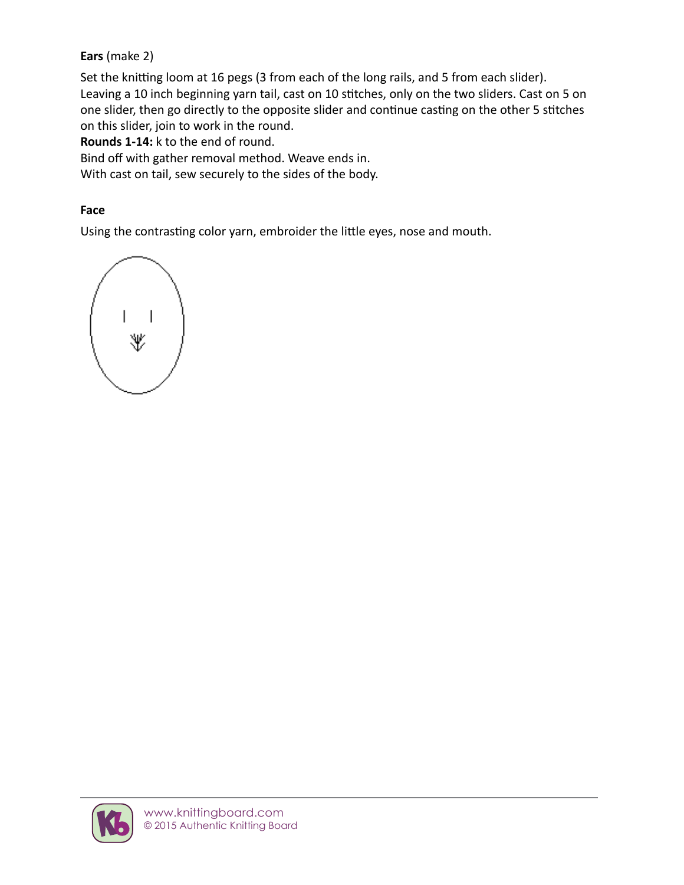**Ears** (make 2)

Set the knitting loom at 16 pegs (3 from each of the long rails, and 5 from each slider). Leaving a 10 inch beginning yarn tail, cast on 10 stitches, only on the two sliders. Cast on 5 on one slider, then go directly to the opposite slider and continue casting on the other 5 stitches on this slider, join to work in the round.

**Rounds 1-14:** k to the end of round.

Bind off with gather removal method. Weave ends in.

With cast on tail, sew securely to the sides of the body.

**Face**

Using the contrasting color yarn, embroider the little eyes, nose and mouth.